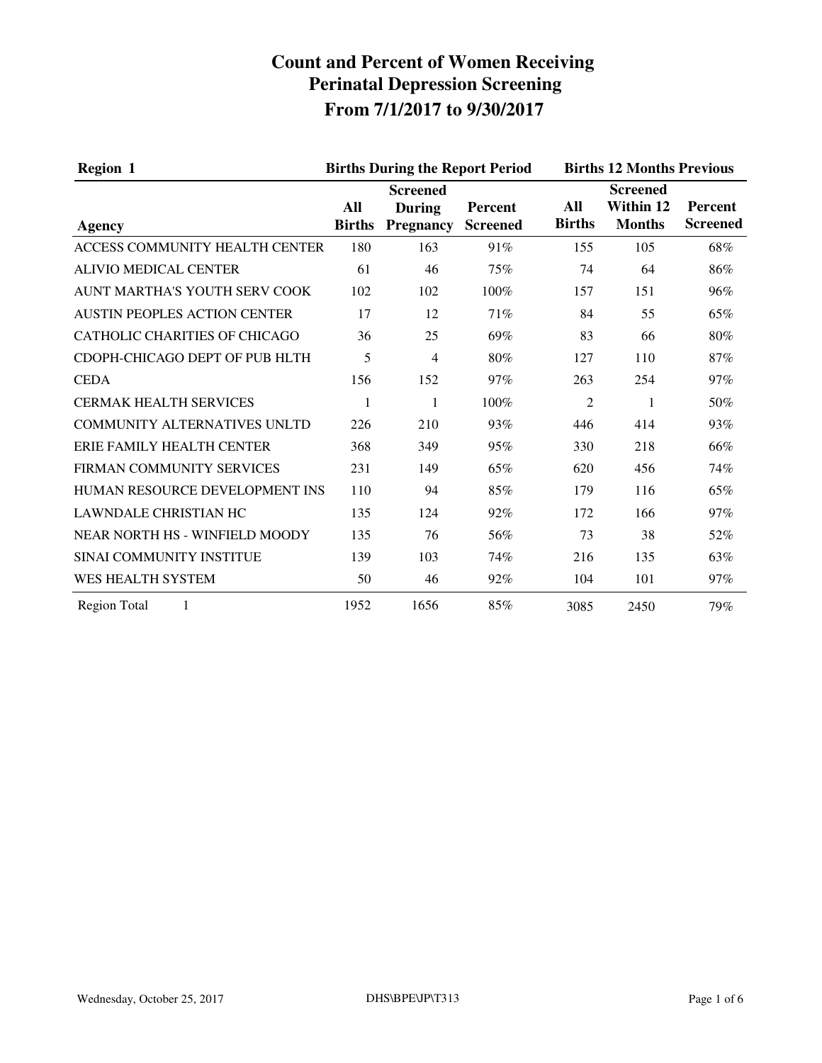# Count and Percent of Women Receiving Perinatal Depression Screening From 7/1/2017 to 9/30/2017

| Region 1 | Births During the Report Period | | | Births 12 Months Previous | | |
|---|---|---|---|---|---|---|
| Agency | All Births | Screened During Pregnancy | Percent Screened | All Births | Screened Within 12 Months | Percent Screened |
| ACCESS COMMUNITY HEALTH CENTER | 180 | 163 | 91% | 155 | 105 | 68% |
| ALIVIO MEDICAL CENTER | 61 | 46 | 75% | 74 | 64 | 86% |
| AUNT MARTHA'S YOUTH SERV COOK | 102 | 102 | 100% | 157 | 151 | 96% |
| AUSTIN PEOPLES ACTION CENTER | 17 | 12 | 71% | 84 | 55 | 65% |
| CATHOLIC CHARITIES OF CHICAGO | 36 | 25 | 69% | 83 | 66 | 80% |
| CDOPH-CHICAGO DEPT OF PUB HLTH | 5 | 4 | 80% | 127 | 110 | 87% |
| CEDA | 156 | 152 | 97% | 263 | 254 | 97% |
| CERMAK HEALTH SERVICES | 1 | 1 | 100% | 2 | 1 | 50% |
| COMMUNITY ALTERNATIVES UNLTD | 226 | 210 | 93% | 446 | 414 | 93% |
| ERIE FAMILY HEALTH CENTER | 368 | 349 | 95% | 330 | 218 | 66% |
| FIRMAN COMMUNITY SERVICES | 231 | 149 | 65% | 620 | 456 | 74% |
| HUMAN RESOURCE DEVELOPMENT INS | 110 | 94 | 85% | 179 | 116 | 65% |
| LAWNDALE CHRISTIAN HC | 135 | 124 | 92% | 172 | 166 | 97% |
| NEAR NORTH HS - WINFIELD MOODY | 135 | 76 | 56% | 73 | 38 | 52% |
| SINAI COMMUNITY INSTITUE | 139 | 103 | 74% | 216 | 135 | 63% |
| WES HEALTH SYSTEM | 50 | 46 | 92% | 104 | 101 | 97% |
| Region Total 1 | 1952 | 1656 | 85% | 3085 | 2450 | 79% |

Wednesday, October 25, 2017 DHS\BPE\JP\T313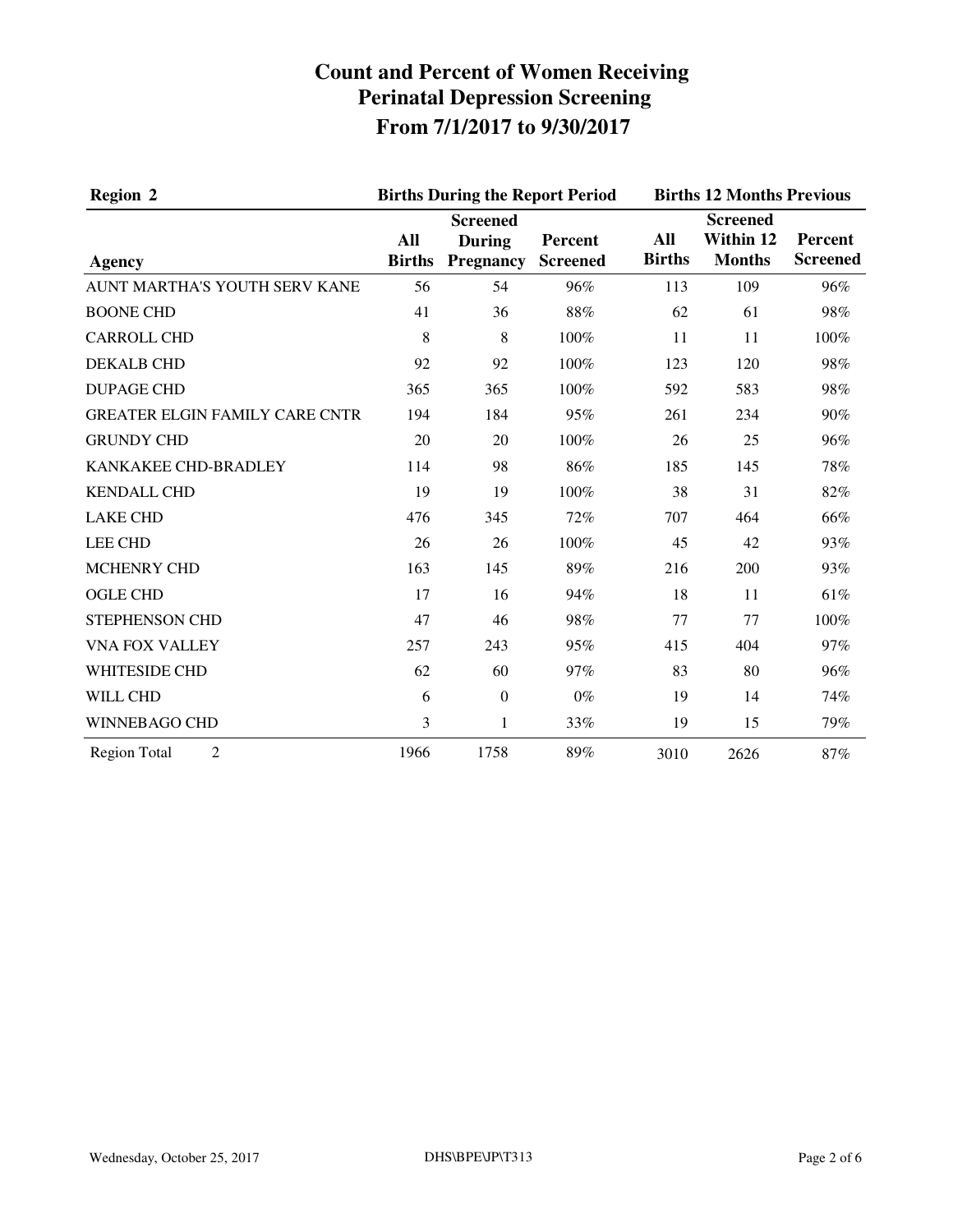# Count and Percent of Women Receiving Perinatal Depression Screening From 7/1/2017 to 9/30/2017

| Region 2 | Births During the Report Period | | | Births 12 Months Previous | | |
|---|---|---|---|---|---|---|
| Agency | All Births | Screened During Pregnancy | Percent Screened | All Births | Screened Within 12 Months | Percent Screened |
| AUNT MARTHA'S YOUTH SERV KANE | 56 | 54 | 96% | 113 | 109 | 96% |
| BOONE CHD | 41 | 36 | 88% | 62 | 61 | 98% |
| CARROLL CHD | 8 | 8 | 100% | 11 | 11 | 100% |
| DEKALB CHD | 92 | 92 | 100% | 123 | 120 | 98% |
| DUPAGE CHD | 365 | 365 | 100% | 592 | 583 | 98% |
| GREATER ELGIN FAMILY CARE CNTR | 194 | 184 | 95% | 261 | 234 | 90% |
| GRUNDY CHD | 20 | 20 | 100% | 26 | 25 | 96% |
| KANKAKEE CHD-BRADLEY | 114 | 98 | 86% | 185 | 145 | 78% |
| KENDALL CHD | 19 | 19 | 100% | 38 | 31 | 82% |
| LAKE CHD | 476 | 345 | 72% | 707 | 464 | 66% |
| LEE CHD | 26 | 26 | 100% | 45 | 42 | 93% |
| MCHENRY CHD | 163 | 145 | 89% | 216 | 200 | 93% |
| OGLE CHD | 17 | 16 | 94% | 18 | 11 | 61% |
| STEPHENSON CHD | 47 | 46 | 98% | 77 | 77 | 100% |
| VNA FOX VALLEY | 257 | 243 | 95% | 415 | 404 | 97% |
| WHITESIDE CHD | 62 | 60 | 97% | 83 | 80 | 96% |
| WILL CHD | 6 | 0 | 0% | 19 | 14 | 74% |
| WINNEBAGO CHD | 3 | 1 | 33% | 19 | 15 | 79% |
| Region Total 2 | 1966 | 1758 | 89% | 3010 | 2626 | 87% |

Wednesday, October 25, 2017 DHS\BPE\JP\T313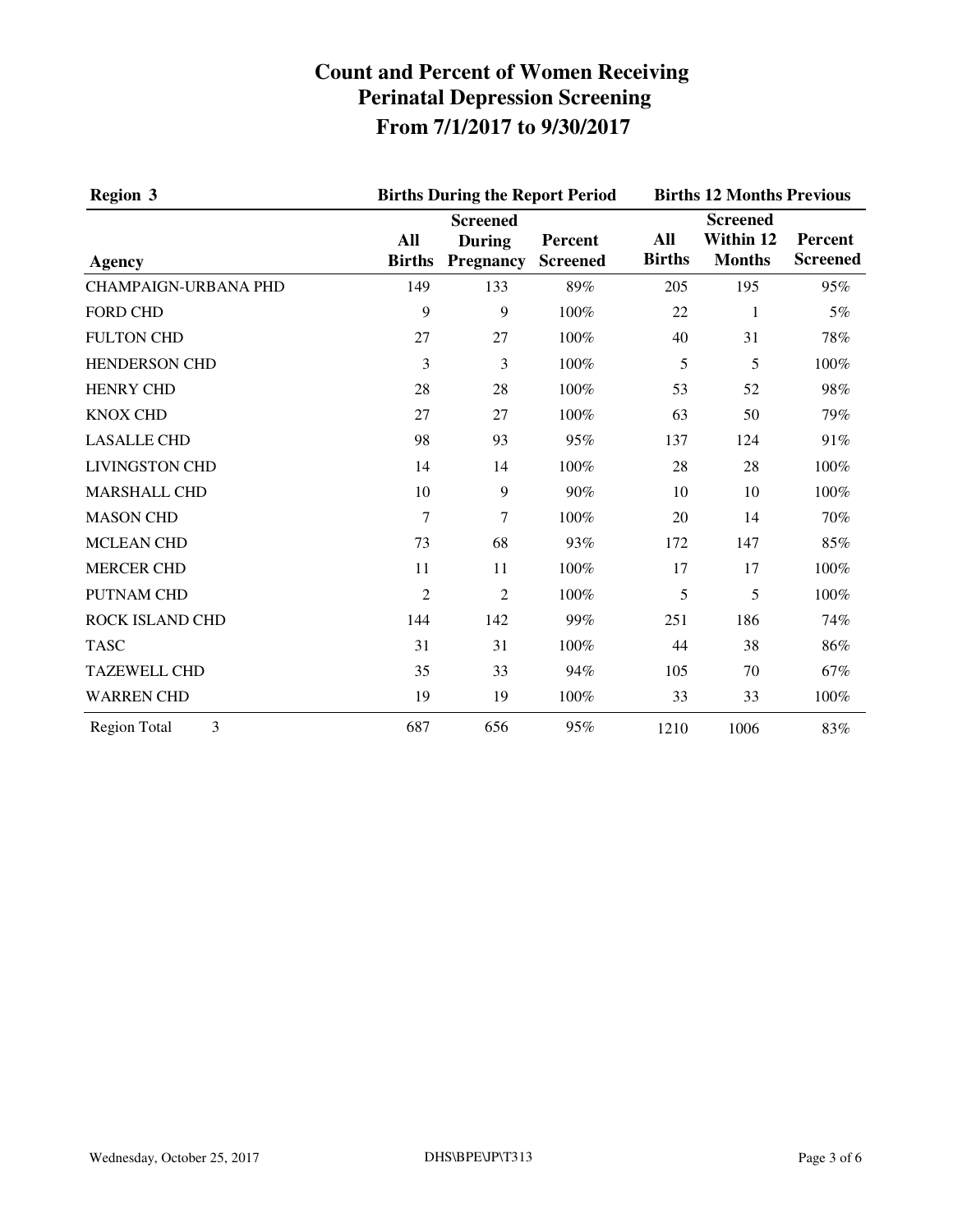# Count and Percent of Women Receiving Perinatal Depression Screening From 7/1/2017 to 9/30/2017

| Region 3 | Births During the Report Period | | | Births 12 Months Previous | | |
|---|---|---|---|---|---|---|
| Agency | All Births | Screened During Pregnancy | Percent Screened | All Births | Screened Within 12 Months | Percent Screened |
| CHAMPAIGN-URBANA PHD | 149 | 133 | 89% | 205 | 195 | 95% |
| FORD CHD | 9 | 9 | 100% | 22 | 1 | 5% |
| FULTON CHD | 27 | 27 | 100% | 40 | 31 | 78% |
| HENDERSON CHD | 3 | 3 | 100% | 5 | 5 | 100% |
| HENRY CHD | 28 | 28 | 100% | 53 | 52 | 98% |
| KNOX CHD | 27 | 27 | 100% | 63 | 50 | 79% |
| LASALLE CHD | 98 | 93 | 95% | 137 | 124 | 91% |
| LIVINGSTON CHD | 14 | 14 | 100% | 28 | 28 | 100% |
| MARSHALL CHD | 10 | 9 | 90% | 10 | 10 | 100% |
| MASON CHD | 7 | 7 | 100% | 20 | 14 | 70% |
| MCLEAN CHD | 73 | 68 | 93% | 172 | 147 | 85% |
| MERCER CHD | 11 | 11 | 100% | 17 | 17 | 100% |
| PUTNAM CHD | 2 | 2 | 100% | 5 | 5 | 100% |
| ROCK ISLAND CHD | 144 | 142 | 99% | 251 | 186 | 74% |
| TASC | 31 | 31 | 100% | 44 | 38 | 86% |
| TAZEWELL CHD | 35 | 33 | 94% | 105 | 70 | 67% |
| WARREN CHD | 19 | 19 | 100% | 33 | 33 | 100% |
| Region Total 3 | 687 | 656 | 95% | 1210 | 1006 | 83% |

Wednesday, October 25, 2017 DHS\BPE\JP\T313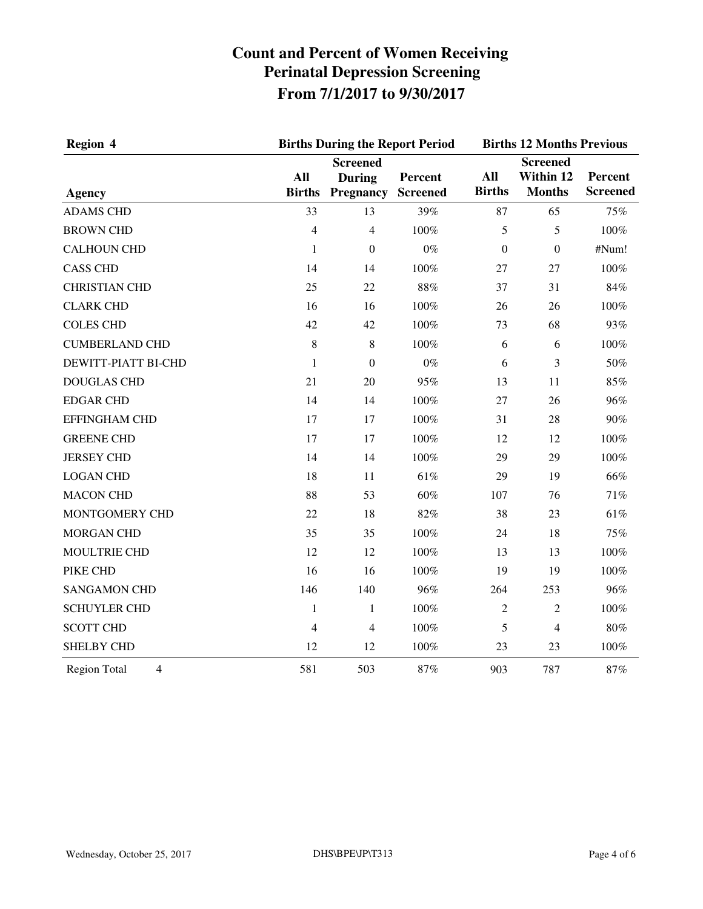# Count and Percent of Women Receiving Perinatal Depression Screening From 7/1/2017 to 9/30/2017

| Region 4 | Births During the Report Period | | | Births 12 Months Previous | | |
|---|---|---|---|---|---|---|
| Agency | All Births | Screened During Pregnancy | Percent Screened | All Births | Screened Within 12 Months | Percent Screened |
| ADAMS CHD | 33 | 13 | 39% | 87 | 65 | 75% |
| BROWN CHD | 4 | 4 | 100% | 5 | 5 | 100% |
| CALHOUN CHD | 1 | 0 | 0% | 0 | 0 | #Num! |
| CASS CHD | 14 | 14 | 100% | 27 | 27 | 100% |
| CHRISTIAN CHD | 25 | 22 | 88% | 37 | 31 | 84% |
| CLARK CHD | 16 | 16 | 100% | 26 | 26 | 100% |
| COLES CHD | 42 | 42 | 100% | 73 | 68 | 93% |
| CUMBERLAND CHD | 8 | 8 | 100% | 6 | 6 | 100% |
| DEWITT-PIATT BI-CHD | 1 | 0 | 0% | 6 | 3 | 50% |
| DOUGLAS CHD | 21 | 20 | 95% | 13 | 11 | 85% |
| EDGAR CHD | 14 | 14 | 100% | 27 | 26 | 96% |
| EFFINGHAM CHD | 17 | 17 | 100% | 31 | 28 | 90% |
| GREENE CHD | 17 | 17 | 100% | 12 | 12 | 100% |
| JERSEY CHD | 14 | 14 | 100% | 29 | 29 | 100% |
| LOGAN CHD | 18 | 11 | 61% | 29 | 19 | 66% |
| MACON CHD | 88 | 53 | 60% | 107 | 76 | 71% |
| MONTGOMERY CHD | 22 | 18 | 82% | 38 | 23 | 61% |
| MORGAN CHD | 35 | 35 | 100% | 24 | 18 | 75% |
| MOULTRIE CHD | 12 | 12 | 100% | 13 | 13 | 100% |
| PIKE CHD | 16 | 16 | 100% | 19 | 19 | 100% |
| SANGAMON CHD | 146 | 140 | 96% | 264 | 253 | 96% |
| SCHUYLER CHD | 1 | 1 | 100% | 2 | 2 | 100% |
| SCOTT CHD | 4 | 4 | 100% | 5 | 4 | 80% |
| SHELBY CHD | 12 | 12 | 100% | 23 | 23 | 100% |
| Region Total 4 | 581 | 503 | 87% | 903 | 787 | 87% |

Wednesday, October 25, 2017 DHS\BPE\JP\T313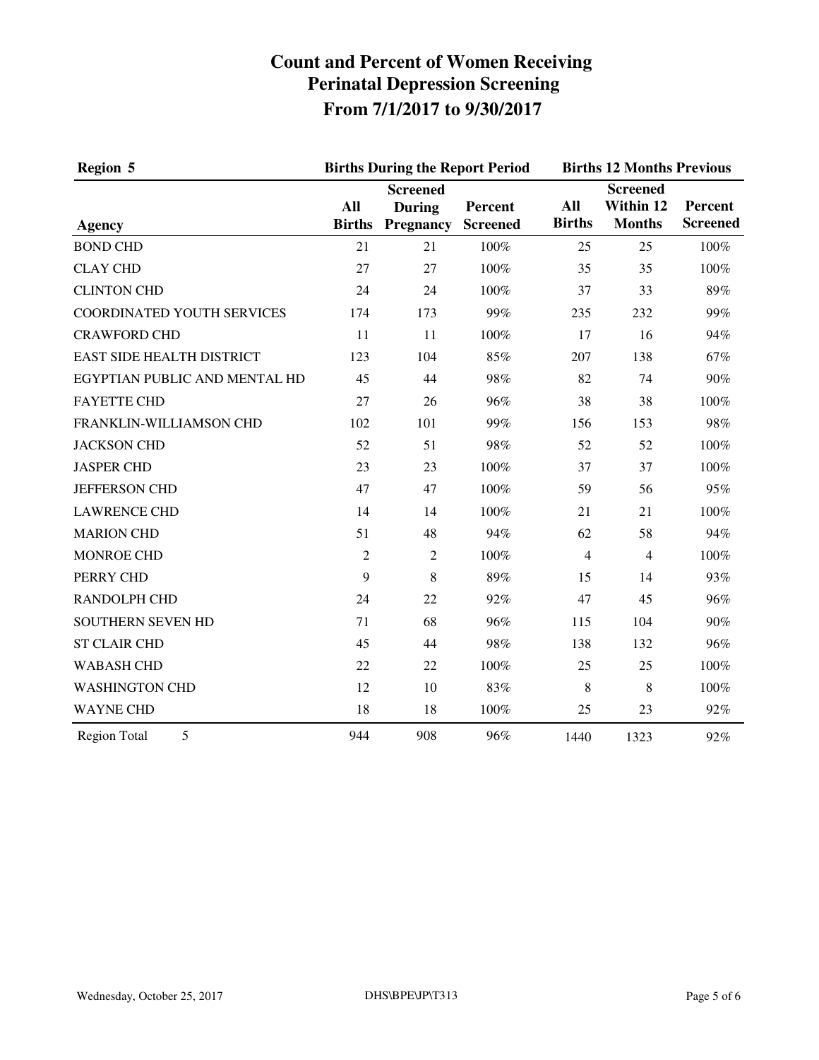# Count and Percent of Women Receiving Perinatal Depression Screening From 7/1/2017 to 9/30/2017

| Region 5 | Births During the Report Period | | | Births 12 Months Previous | | |
|---|---|---|---|---|---|---|
| Agency | All Births | Screened During Pregnancy | Percent Screened | All Births | Screened Within 12 Months | Percent Screened |
| BOND CHD | 21 | 21 | 100% | 25 | 25 | 100% |
| CLAY CHD | 27 | 27 | 100% | 35 | 35 | 100% |
| CLINTON CHD | 24 | 24 | 100% | 37 | 33 | 89% |
| COORDINATED YOUTH SERVICES | 174 | 173 | 99% | 235 | 232 | 99% |
| CRAWFORD CHD | 11 | 11 | 100% | 17 | 16 | 94% |
| EAST SIDE HEALTH DISTRICT | 123 | 104 | 85% | 207 | 138 | 67% |
| EGYPTIAN PUBLIC AND MENTAL HD | 45 | 44 | 98% | 82 | 74 | 90% |
| FAYETTE CHD | 27 | 26 | 96% | 38 | 38 | 100% |
| FRANKLIN-WILLIAMSON CHD | 102 | 101 | 99% | 156 | 153 | 98% |
| JACKSON CHD | 52 | 51 | 98% | 52 | 52 | 100% |
| JASPER CHD | 23 | 23 | 100% | 37 | 37 | 100% |
| JEFFERSON CHD | 47 | 47 | 100% | 59 | 56 | 95% |
| LAWRENCE CHD | 14 | 14 | 100% | 21 | 21 | 100% |
| MARION CHD | 51 | 48 | 94% | 62 | 58 | 94% |
| MONROE CHD | 2 | 2 | 100% | 4 | 4 | 100% |
| PERRY CHD | 9 | 8 | 89% | 15 | 14 | 93% |
| RANDOLPH CHD | 24 | 22 | 92% | 47 | 45 | 96% |
| SOUTHERN SEVEN HD | 71 | 68 | 96% | 115 | 104 | 90% |
| ST CLAIR CHD | 45 | 44 | 98% | 138 | 132 | 96% |
| WABASH CHD | 22 | 22 | 100% | 25 | 25 | 100% |
| WASHINGTON CHD | 12 | 10 | 83% | 8 | 8 | 100% |
| WAYNE CHD | 18 | 18 | 100% | 25 | 23 | 92% |
| Region Total 5 | 944 | 908 | 96% | 1440 | 1323 | 92% |

Wednesday, October 25, 2017 DHS\BPE\JP\T313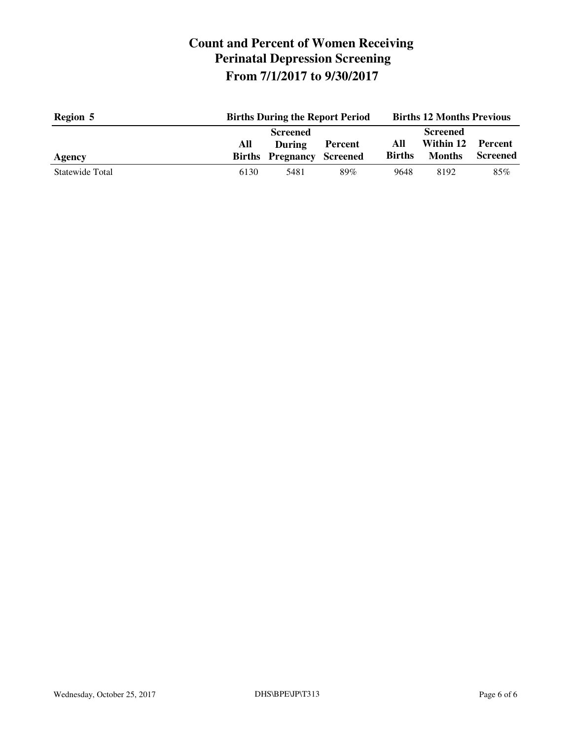# Count and Percent of Women Receiving Perinatal Depression Screening From 7/1/2017 to 9/30/2017

| Region 5 | Births During the Report Period | | | Births 12 Months Previous | | |
|---|---|---|---|---|---|---|
| Agency | All Births | Screened During Pregnancy | Percent Screened | All Births | Screened Within 12 Months | Percent Screened |
| Statewide Total | 6130 | 5481 | 89% | 9648 | 8192 | 85% |

Wednesday, October 25, 2017 DHS\BPE\JP\T313